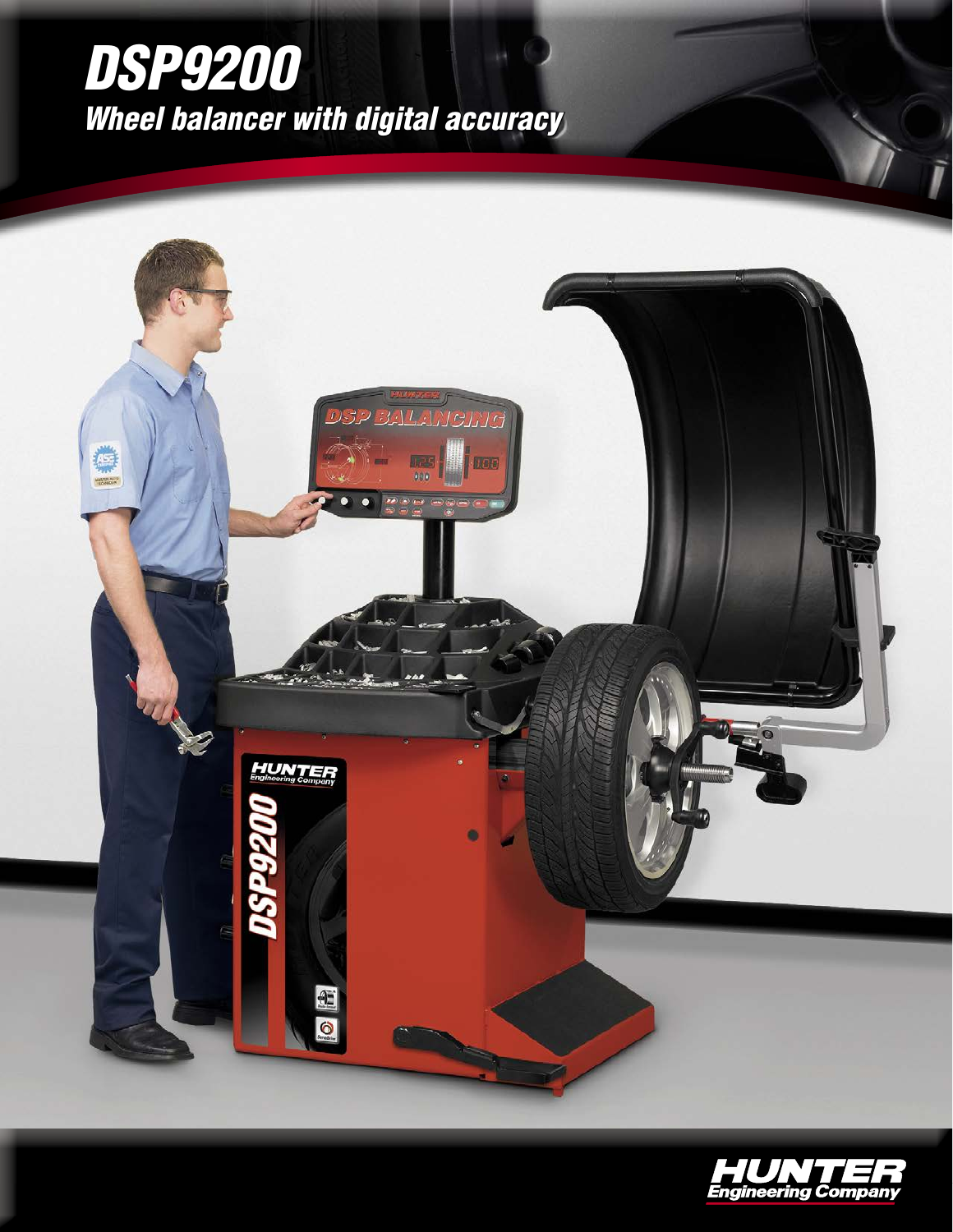# DSP9200

## *Wheel balancer with digital accuracy*

**HUNTER** *Engineering Company*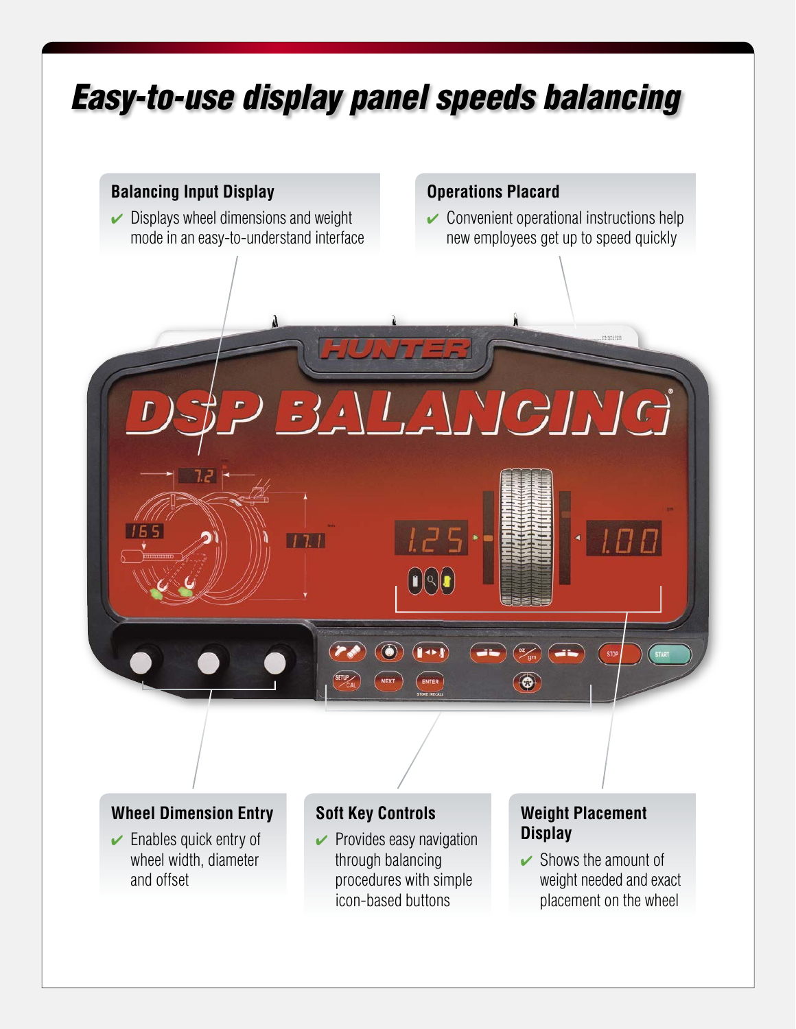# Easy-to-use display panel speeds balancing

### Balancing Input Display

- ✔ Displays wheel dimensions and weight mode in an easy-to-understand interface

### Operations Placard

- ✔ Convenient operational instructions help new employees get up to speed quickly

### Wheel Dimension Entry

- ✔ Enables quick entry of wheel width, diameter and offset

### Soft Key Controls

- ✔ Provides easy navigation through balancing procedures with simple icon-based buttons

### Weight Placement Display

- ✔ Shows the amount of weight needed and exact placement on the wheel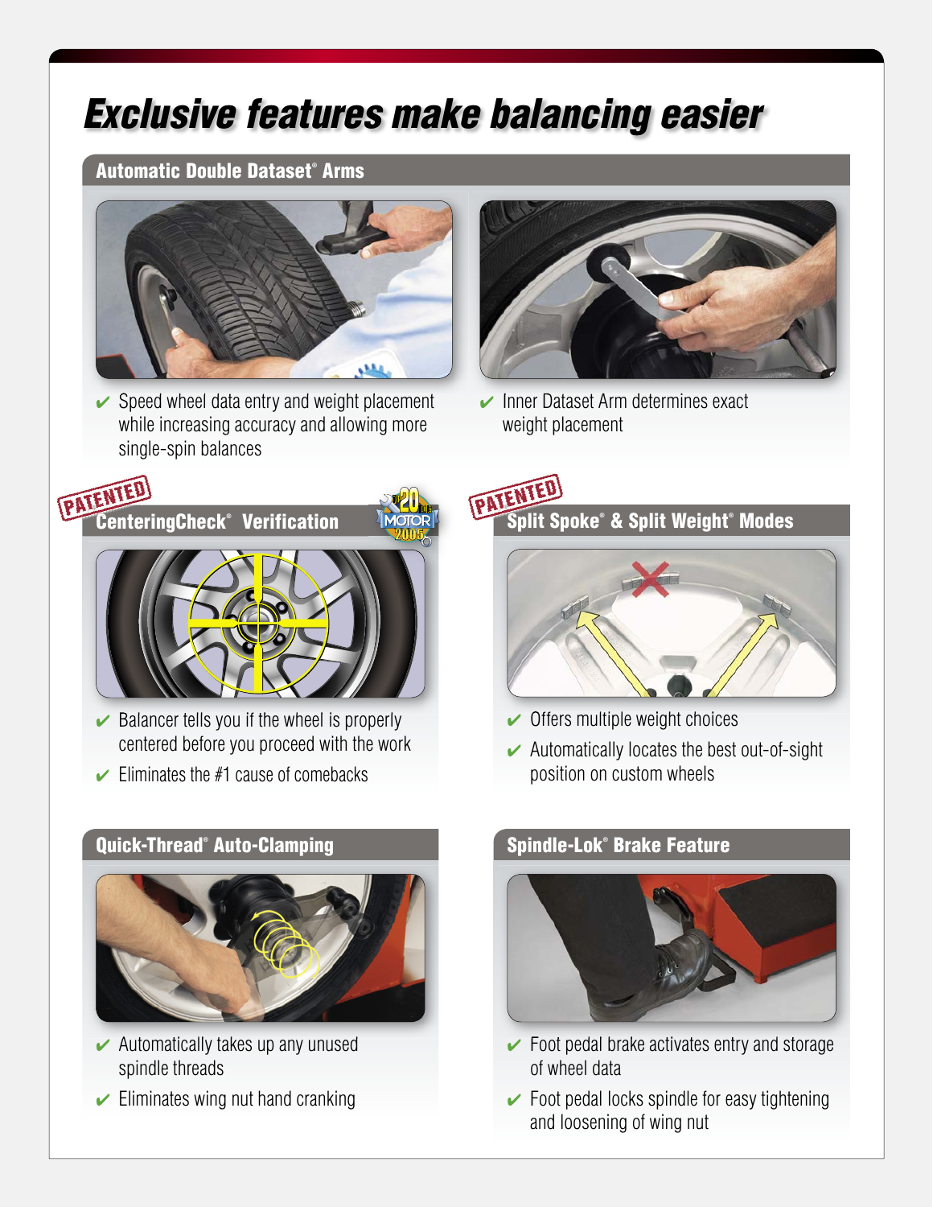# Exclusive features make balancing easier

## Automatic Double Dataset® Arms

- ✔ Speed wheel data entry and weight placement while increasing accuracy and allowing more single-spin balances
- ✔ Inner Dataset Arm determines exact weight placement

## CenteringCheck® Verification

PATENTED

TOP 20 TOOLS MOTOR 2005

- ✔ Balancer tells you if the wheel is properly centered before you proceed with the work
- ✔ Eliminates the #1 cause of comebacks

## Split Spoke® & Split Weight® Modes

PATENTED

- ✔ Offers multiple weight choices
- ✔ Automatically locates the best out-of-sight position on custom wheels

## Quick-Thread® Auto-Clamping

- ✔ Automatically takes up any unused spindle threads
- ✔ Eliminates wing nut hand cranking

## Spindle-Lok® Brake Feature

- ✔ Foot pedal brake activates entry and storage of wheel data
- ✔ Foot pedal locks spindle for easy tightening and loosening of wing nut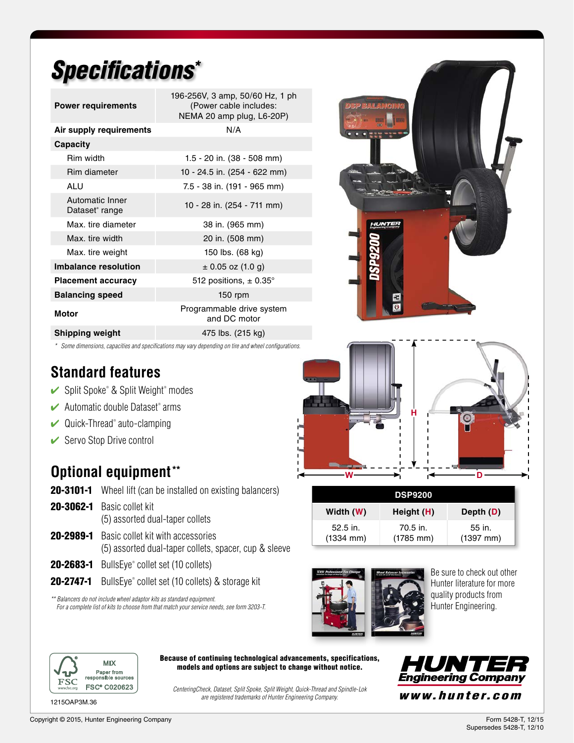# Specifications*

| | |
|---|---|
| **Power requirements** | 196-256V, 3 amp, 50/60 Hz, 1 ph (Power cable includes: NEMA 20 amp plug, L6-20P) |
| **Air supply requirements** | N/A |
| **Capacity** | |
| Rim width | 1.5 - 20 in. (38 - 508 mm) |
| Rim diameter | 10 - 24.5 in. (254 - 622 mm) |
| ALU | 7.5 - 38 in. (191 - 965 mm) |
| Automatic Inner Dataset® range | 10 - 28 in. (254 - 711 mm) |
| Max. tire diameter | 38 in. (965 mm) |
| Max. tire width | 20 in. (508 mm) |
| Max. tire weight | 150 lbs. (68 kg) |
| **Imbalance resolution** | ± 0.05 oz (1.0 g) |
| **Placement accuracy** | 512 positions, ± 0.35° |
| **Balancing speed** | 150 rpm |
| **Motor** | Programmable drive system and DC motor |
| **Shipping weight** | 475 lbs. (215 kg) |

*\* Some dimensions, capacities and specifications may vary depending on tire and wheel configurations.*

## Standard features

- ✔ Split Spoke® & Split Weight® modes
- ✔ Automatic double Dataset® arms
- ✔ Quick-Thread® auto-clamping
- ✔ Servo Stop Drive control

## Optional equipment**

**20-3101-1** Wheel lift (can be installed on existing balancers)

**20-3062-1** Basic collet kit
(5) assorted dual-taper collets

**20-2989-1** Basic collet kit with accessories
(5) assorted dual-taper collets, spacer, cup & sleeve

**20-2683-1** BullsEye® collet set (10 collets)

**20-2747-1** BullsEye® collet set (10 collets) & storage kit

*\*\* Balancers do not include wheel adaptor kits as standard equipment.
For a complete list of kits to choose from that match your service needs, see form 3203-T.*

W

H

D

| DSP9200 | | |
|---|---|---|
| Width (W) | Height (H) | Depth (D) |
| 52.5 in. (1334 mm) | 70.5 in. (1785 mm) | 55 in. (1397 mm) |

Be sure to check out other Hunter literature for more quality products from Hunter Engineering.

MIX
Paper from responsible sources
FSC® C020623

1215OAP3M.36

**Because of continuing technological advancements, specifications, models and options are subject to change without notice.**

*CenteringCheck, Dataset, Split Spoke, Split Weight, Quick-Thread and Spindle-Lok are registered trademarks of Hunter Engineering Company.*

HUNTER Engineering Company
www.hunter.com

Copyright © 2015, Hunter Engineering Company

Form 5428-T, 12/15
Supersedes 5428-T, 12/10